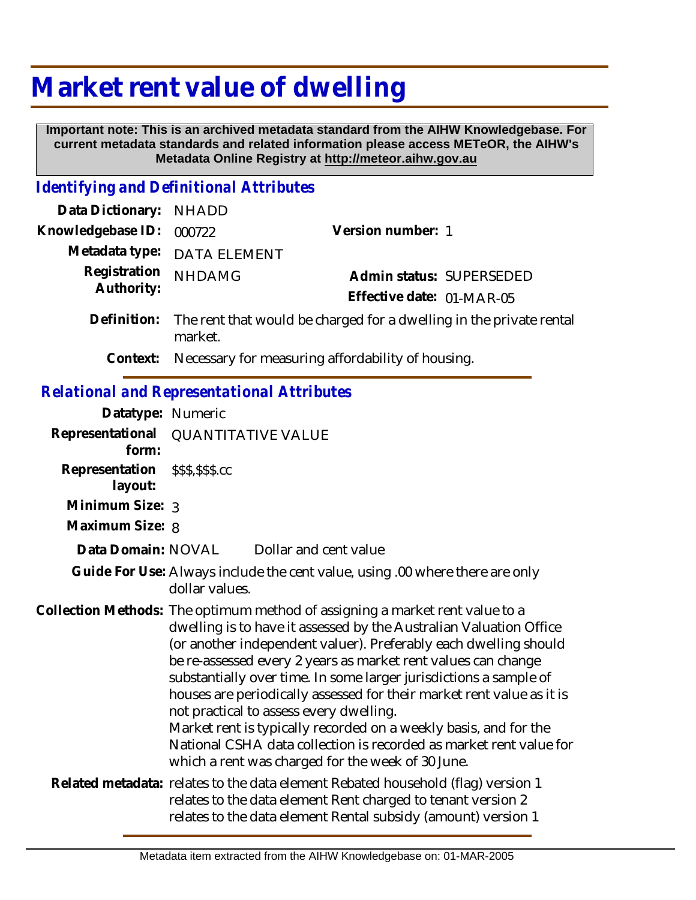# Market rent value of dwelling

**Important note: This is an archived metadata standard from the AIHW Knowledgebase. For current metadata standards and related information please access METeOR, the AIHW's Metadata Online Registry at http://meteor.aihw.gov.au**

## *Identifying and Definitional Attributes*

**Data Dictionary:** NHADD

**Knowledgebase ID:** 000722

**Version number:** 1

**Metadata type:** DATA ELEMENT

**Registration Authority:** NHDAMG

**Admin status:** SUPERSEDED

**Effective date:** 01-MAR-05

**Definition:** The rent that would be charged for a dwelling in the private rental market.

**Context:** Necessary for measuring affordability of housing.

## *Relational and Representational Attributes*

**Datatype:** Numeric

**Representational form:** QUANTITATIVE VALUE

**Representation layout:** $$$,$$$.cc

**Minimum Size:** 3

**Maximum Size:** 8

**Data Domain:** NOVAL Dollar and cent value

**Guide For Use:** Always include the cent value, using .00 where there are only dollar values.

**Collection Methods:** The optimum method of assigning a market rent value to a dwelling is to have it assessed by the Australian Valuation Office (or another independent valuer). Preferably each dwelling should be re-assessed every 2 years as market rent values can change substantially over time. In some larger jurisdictions a sample of houses are periodically assessed for their market rent value as it is not practical to assess every dwelling.
Market rent is typically recorded on a weekly basis, and for the National CSHA data collection is recorded as market rent value for which a rent was charged for the week of 30 June.

**Related metadata:** relates to the data element Rebated household (flag) version 1
relates to the data element Rent charged to tenant version 2
relates to the data element Rental subsidy (amount) version 1

Metadata item extracted from the AIHW Knowledgebase on: 01-MAR-2005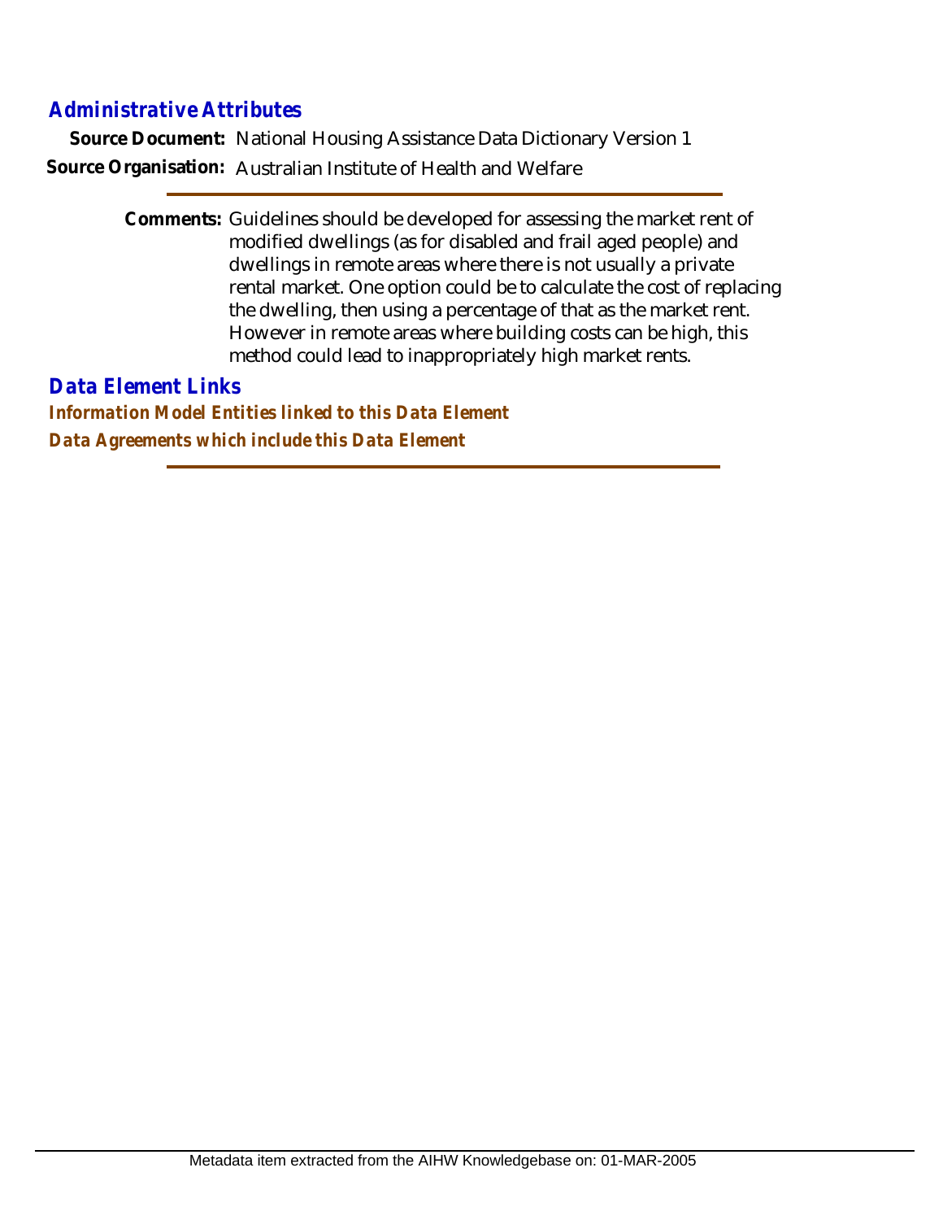## Administrative Attributes

**Source Document:** National Housing Assistance Data Dictionary Version 1

**Source Organisation:** Australian Institute of Health and Welfare

---

**Comments:** Guidelines should be developed for assessing the market rent of modified dwellings (as for disabled and frail aged people) and dwellings in remote areas where there is not usually a private rental market. One option could be to calculate the cost of replacing the dwelling, then using a percentage of that as the market rent. However in remote areas where building costs can be high, this method could lead to inappropriately high market rents.

## Data Element Links

***Information Model Entities linked to this Data Element***

***Data Agreements which include this Data Element***

---

Metadata item extracted from the AIHW Knowledgebase on: 01-MAR-2005